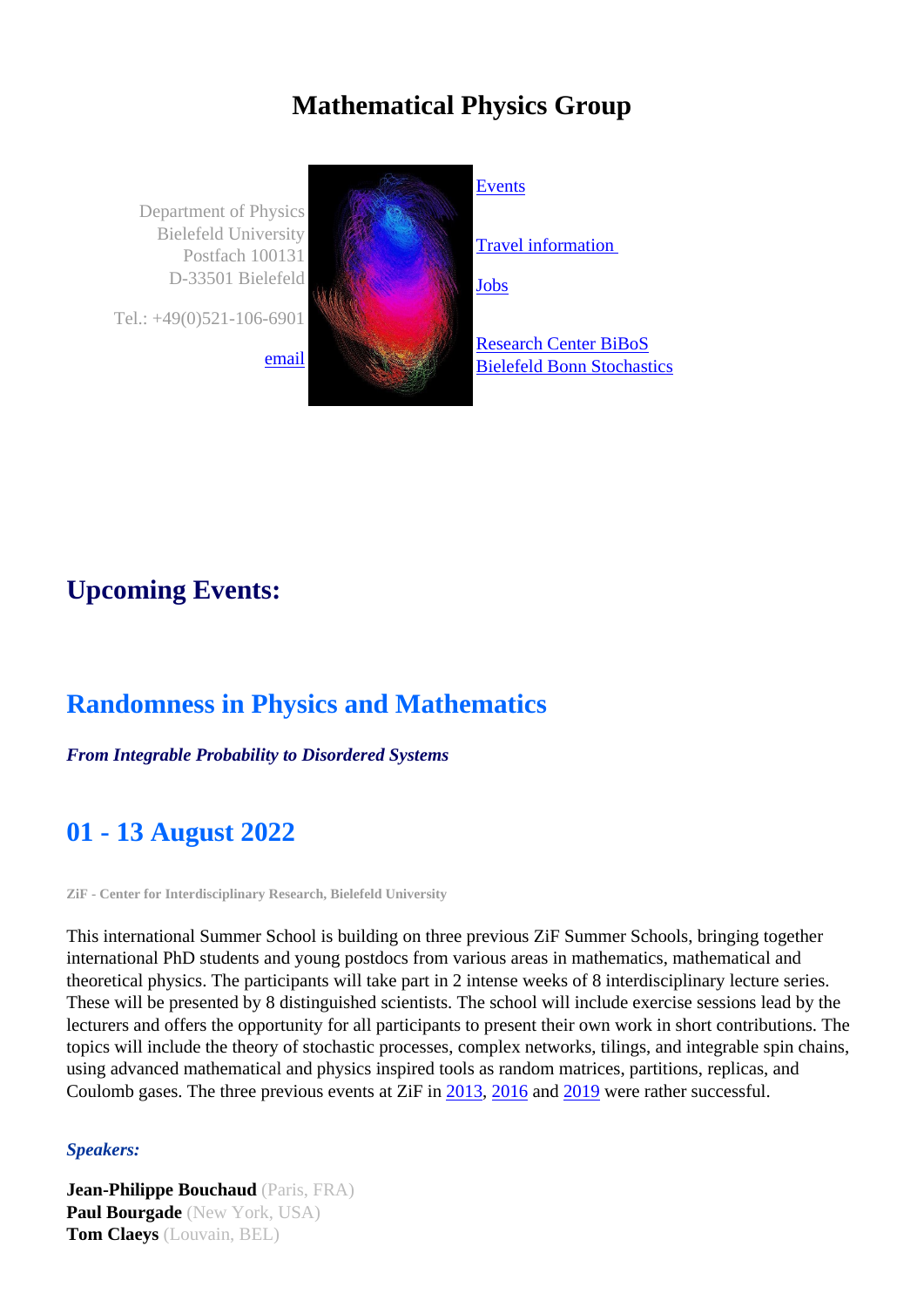# Mathematical Physics Group

Department of Physics
Bielefeld University
Postfach 100131
D-33501 Bielefeld

Tel.: +49(0)521-106-6901

email

Events

Travel information

Jobs

Research Center BiBoS
Bielefeld Bonn Stochastics

## Upcoming Events:

## Randomness in Physics and Mathematics

***From Integrable Probability to Disordered Systems***

## 01 - 13 August 2022

**ZiF - Center for Interdisciplinary Research, Bielefeld University**

This international Summer School is building on three previous ZiF Summer Schools, bringing together international PhD students and young postdocs from various areas in mathematics, mathematical and theoretical physics. The participants will take part in 2 intense weeks of 8 interdisciplinary lecture series. These will be presented by 8 distinguished scientists. The school will include exercise sessions lead by the lecturers and offers the opportunity for all participants to present their own work in short contributions. The topics will include the theory of stochastic processes, complex networks, tilings, and integrable spin chains, using advanced mathematical and physics inspired tools as random matrices, partitions, replicas, and Coulomb gases. The three previous events at ZiF in 2013, 2016 and 2019 were rather successful.

***Speakers:***

**Jean-Philippe Bouchaud** (Paris, FRA)
**Paul Bourgade** (New York, USA)
**Tom Claeys** (Louvain, BEL)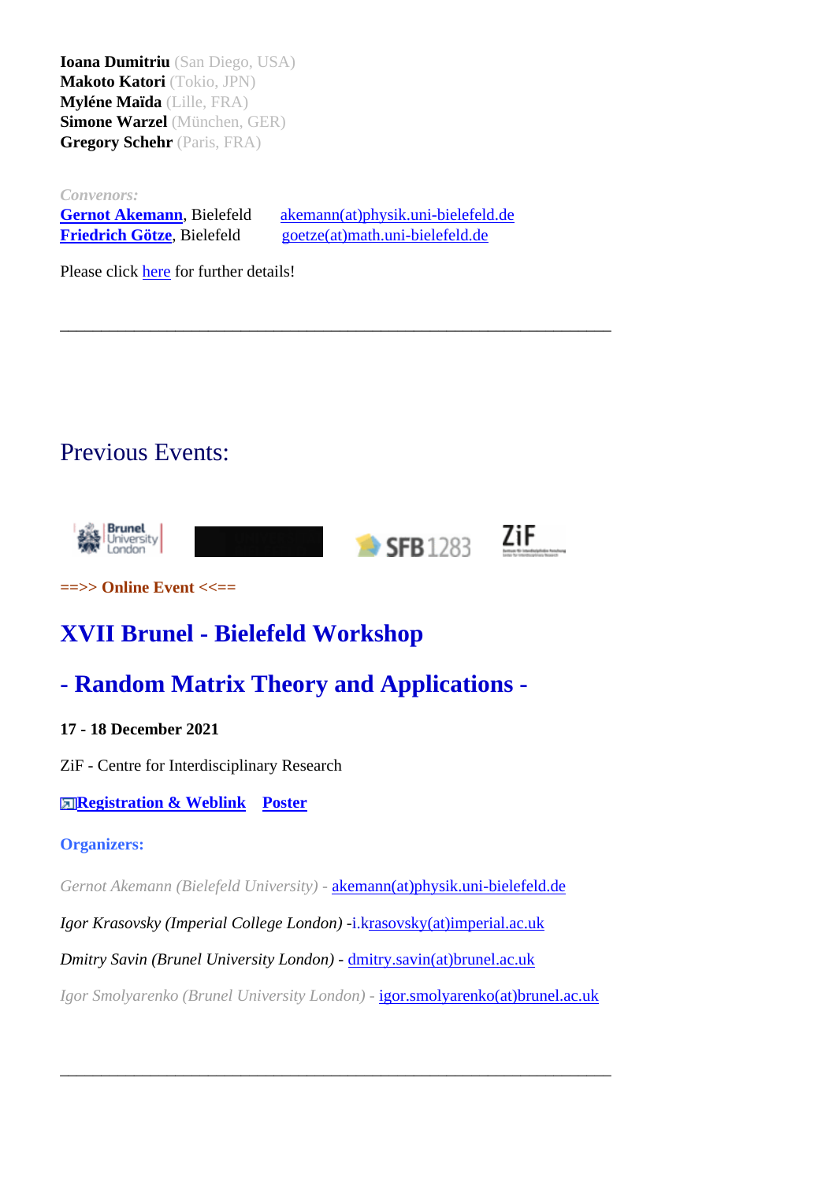**Ioana Dumitriu** (San Diego, USA)
**Makoto Katori** (Tokio, JPN)
**Myléne Maïda** (Lille, FRA)
**Simone Warzel** (München, GER)
**Gregory Schehr** (Paris, FRA)

*Convenors:*
**Gernot Akemann**, Bielefeld    akemann(at)physik.uni-bielefeld.de
**Friedrich Götze**, Bielefeld    goetze(at)math.uni-bielefeld.de

Please click here for further details!

---

## Previous Events:

**==>> Online Event <<==**

## XVII Brunel - Bielefeld Workshop

## - Random Matrix Theory and Applications -

**17 - 18 December 2021**

ZiF - Centre for Interdisciplinary Research

**Registration & Weblink**    **Poster**

**Organizers:**

*Gernot Akemann (Bielefeld University)* - akemann(at)physik.uni-bielefeld.de

*Igor Krasovsky (Imperial College London)* - i.krasovsky(at)imperial.ac.uk

*Dmitry Savin (Brunel University London)* - dmitry.savin(at)brunel.ac.uk

*Igor Smolyarenko (Brunel University London)* - igor.smolyarenko(at)brunel.ac.uk

---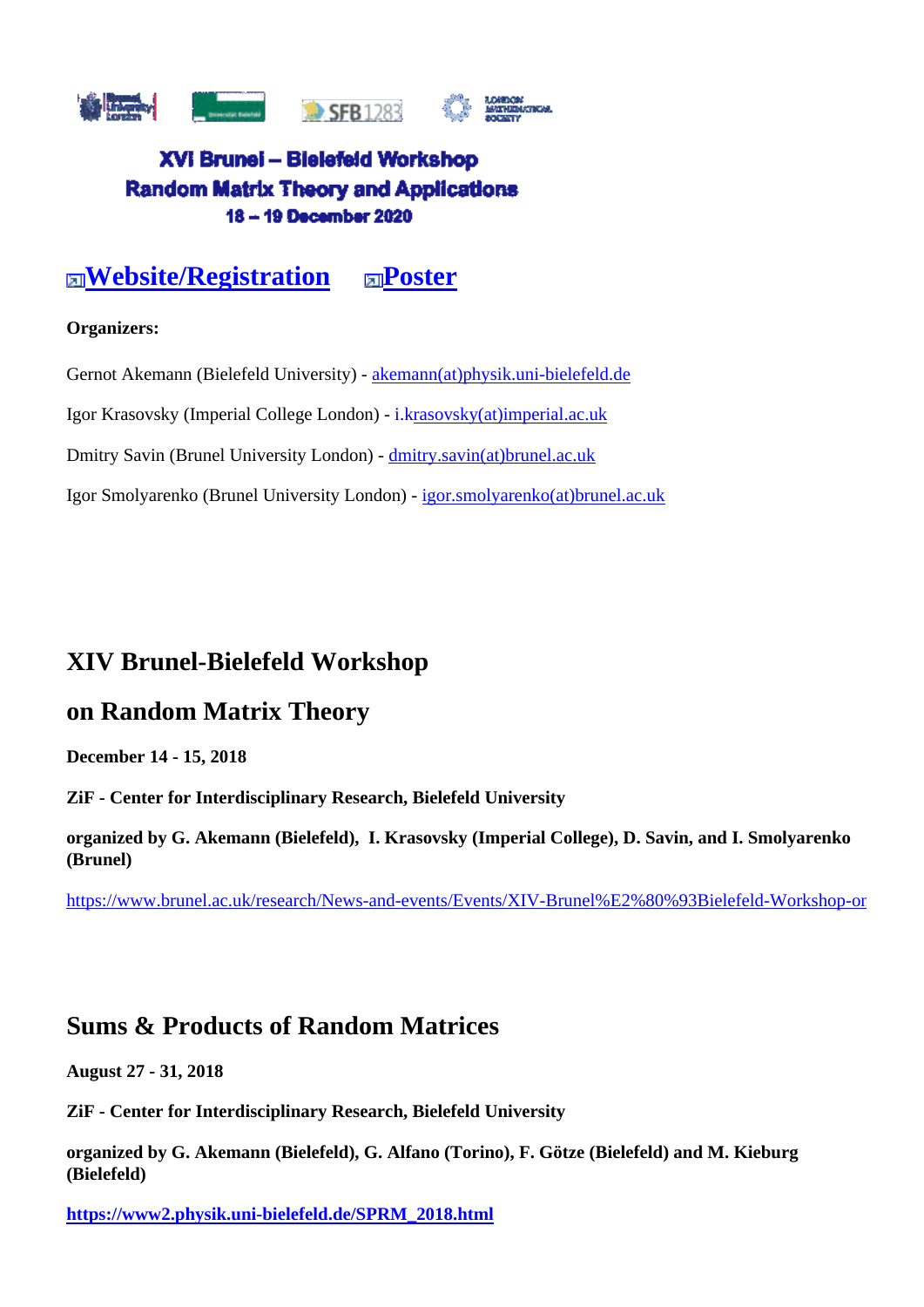XVI Brunel – Bielefeld Workshop
Random Matrix Theory and Applications
18 – 19 December 2020

## Website/Registration    Poster

**Organizers:**

Gernot Akemann (Bielefeld University) - akemann(at)physik.uni-bielefeld.de

Igor Krasovsky (Imperial College London) - i.krasovsky(at)imperial.ac.uk

Dmitry Savin (Brunel University London) - dmitry.savin(at)brunel.ac.uk

Igor Smolyarenko (Brunel University London) - igor.smolyarenko(at)brunel.ac.uk

## XIV Brunel-Bielefeld Workshop

## on Random Matrix Theory

**December 14 - 15, 2018**

**ZiF - Center for Interdisciplinary Research, Bielefeld University**

**organized by G. Akemann (Bielefeld), I. Krasovsky (Imperial College), D. Savin, and I. Smolyarenko (Brunel)**

https://www.brunel.ac.uk/research/News-and-events/Events/XIV-Brunel%E2%80%93Bielefeld-Workshop-or

## Sums & Products of Random Matrices

**August 27 - 31, 2018**

**ZiF - Center for Interdisciplinary Research, Bielefeld University**

**organized by G. Akemann (Bielefeld), G. Alfano (Torino), F. Götze (Bielefeld) and M. Kieburg (Bielefeld)**

**https://www2.physik.uni-bielefeld.de/SPRM_2018.html**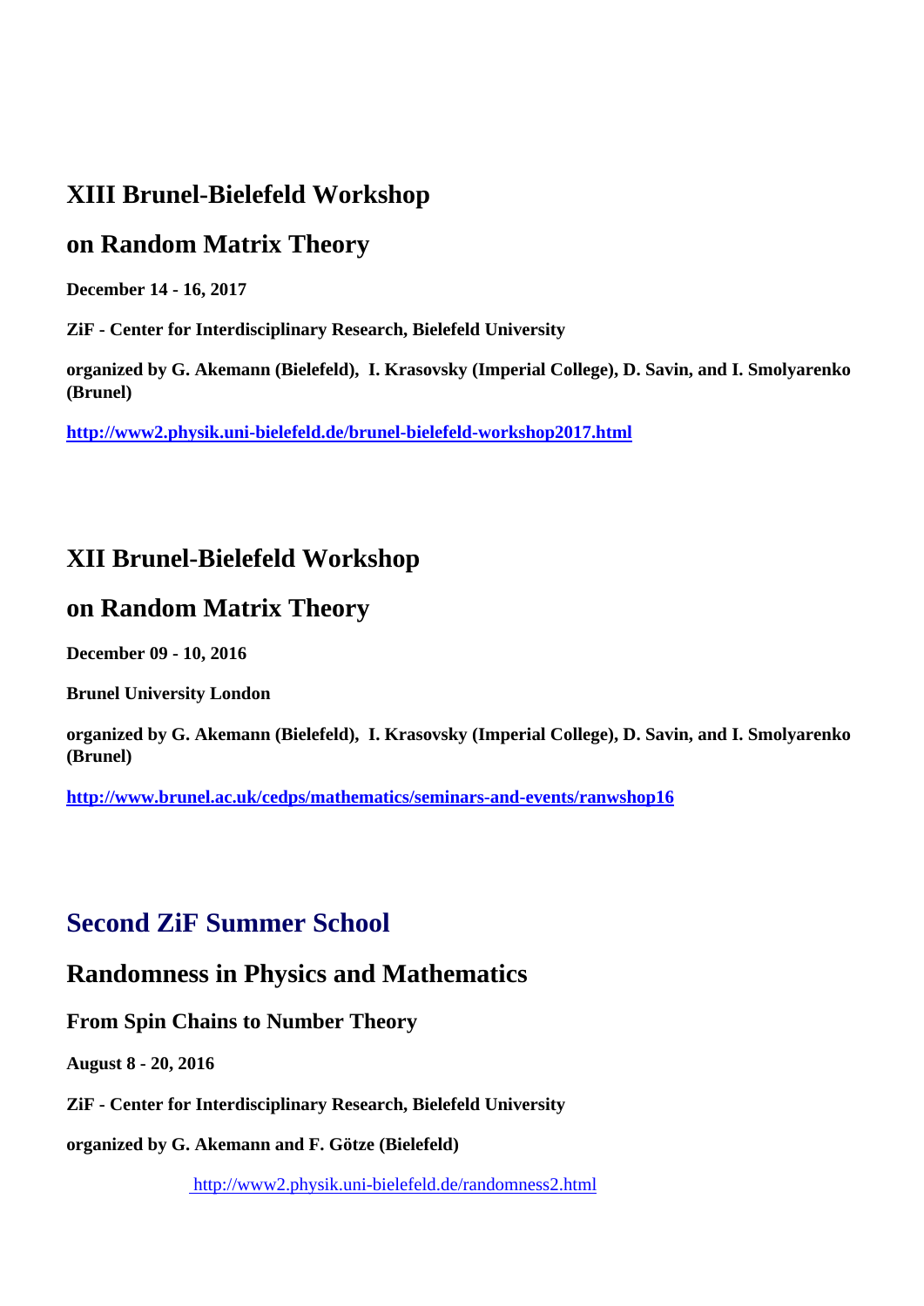## XIII Brunel-Bielefeld Workshop

## on Random Matrix Theory

**December 14 - 16, 2017**

**ZiF - Center for Interdisciplinary Research, Bielefeld University**

**organized by G. Akemann (Bielefeld), I. Krasovsky (Imperial College), D. Savin, and I. Smolyarenko (Brunel)**

**http://www2.physik.uni-bielefeld.de/brunel-bielefeld-workshop2017.html**

## XII Brunel-Bielefeld Workshop

## on Random Matrix Theory

**December 09 - 10, 2016**

**Brunel University London**

**organized by G. Akemann (Bielefeld), I. Krasovsky (Imperial College), D. Savin, and I. Smolyarenko (Brunel)**

**http://www.brunel.ac.uk/cedps/mathematics/seminars-and-events/ranwshop16**

## Second ZiF Summer School

## Randomness in Physics and Mathematics

### From Spin Chains to Number Theory

**August 8 - 20, 2016**

**ZiF - Center for Interdisciplinary Research, Bielefeld University**

**organized by G. Akemann and F. Götze (Bielefeld)**

http://www2.physik.uni-bielefeld.de/randomness2.html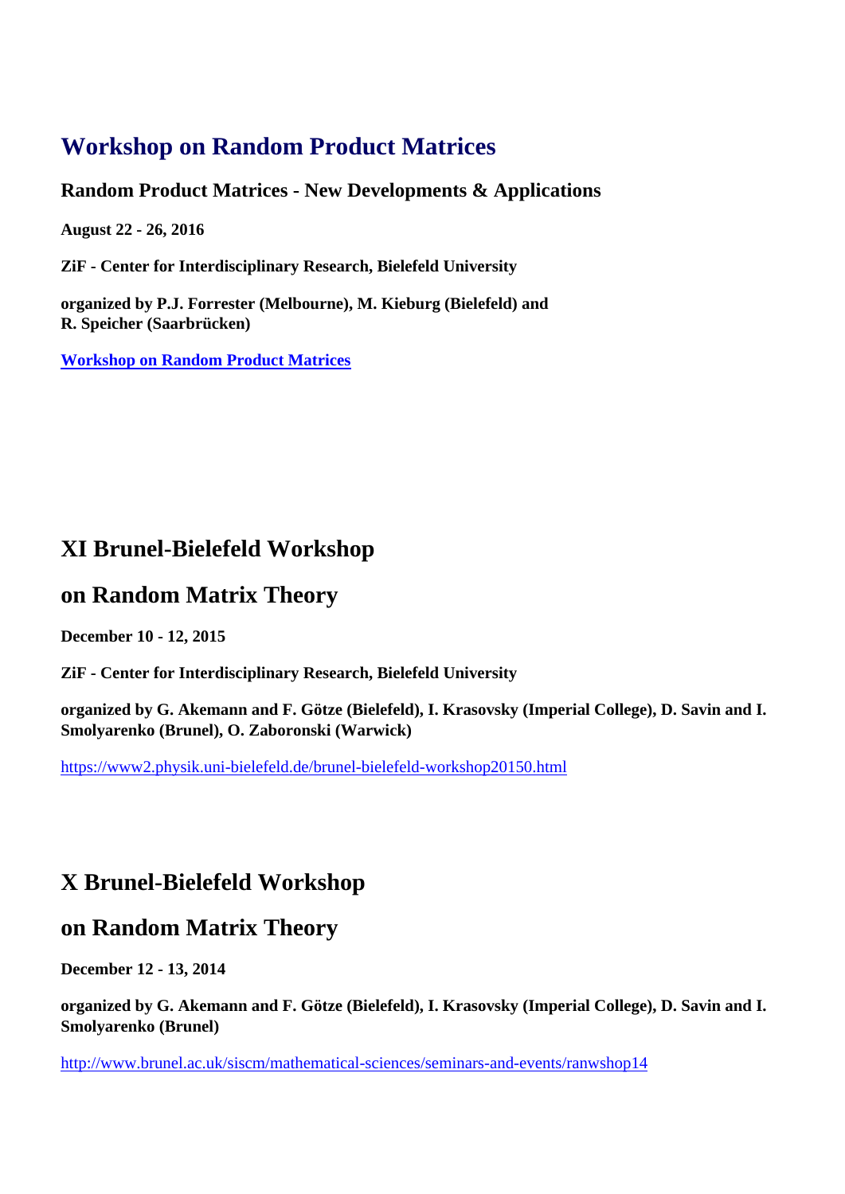## Workshop on Random Product Matrices

### Random Product Matrices - New Developments & Applications

**August 22 - 26, 2016**

**ZiF - Center for Interdisciplinary Research, Bielefeld University**

**organized by P.J. Forrester (Melbourne), M. Kieburg (Bielefeld) and R. Speicher (Saarbrücken)**

**Workshop on Random Product Matrices**

## XI Brunel-Bielefeld Workshop

## on Random Matrix Theory

**December 10 - 12, 2015**

**ZiF - Center for Interdisciplinary Research, Bielefeld University**

**organized by G. Akemann and F. Götze (Bielefeld), I. Krasovsky (Imperial College), D. Savin and I. Smolyarenko (Brunel), O. Zaboronski (Warwick)**

https://www2.physik.uni-bielefeld.de/brunel-bielefeld-workshop20150.html

## X Brunel-Bielefeld Workshop

## on Random Matrix Theory

**December 12 - 13, 2014**

**organized by G. Akemann and F. Götze (Bielefeld), I. Krasovsky (Imperial College), D. Savin and I. Smolyarenko (Brunel)**

http://www.brunel.ac.uk/siscm/mathematical-sciences/seminars-and-events/ranwshop14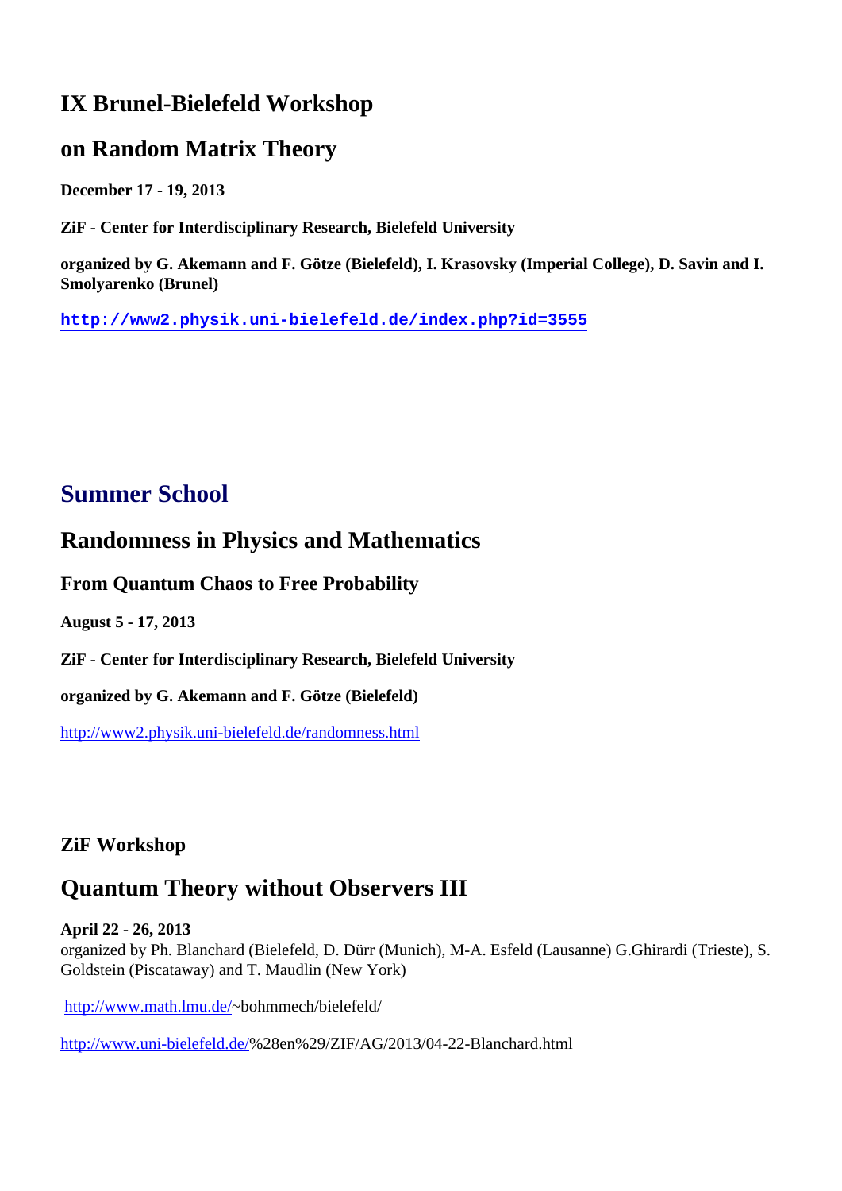## IX Brunel-Bielefeld Workshop

## on Random Matrix Theory

**December 17 - 19, 2013**

**ZiF - Center for Interdisciplinary Research, Bielefeld University**

**organized by G. Akemann and F. Götze (Bielefeld), I. Krasovsky (Imperial College), D. Savin and I. Smolyarenko (Brunel)**

**http://www2.physik.uni-bielefeld.de/index.php?id=3555**

## Summer School

## Randomness in Physics and Mathematics

### From Quantum Chaos to Free Probability

**August 5 - 17, 2013**

**ZiF - Center for Interdisciplinary Research, Bielefeld University**

**organized by G. Akemann and F. Götze (Bielefeld)**

http://www2.physik.uni-bielefeld.de/randomness.html

### ZiF Workshop

## Quantum Theory without Observers III

**April 22 - 26, 2013**
organized by Ph. Blanchard (Bielefeld, D. Dürr (Munich), M-A. Esfeld (Lausanne) G.Ghirardi (Trieste), S. Goldstein (Piscataway) and T. Maudlin (New York)

http://www.math.lmu.de/~bohmmech/bielefeld/

http://www.uni-bielefeld.de/%28en%29/ZIF/AG/2013/04-22-Blanchard.html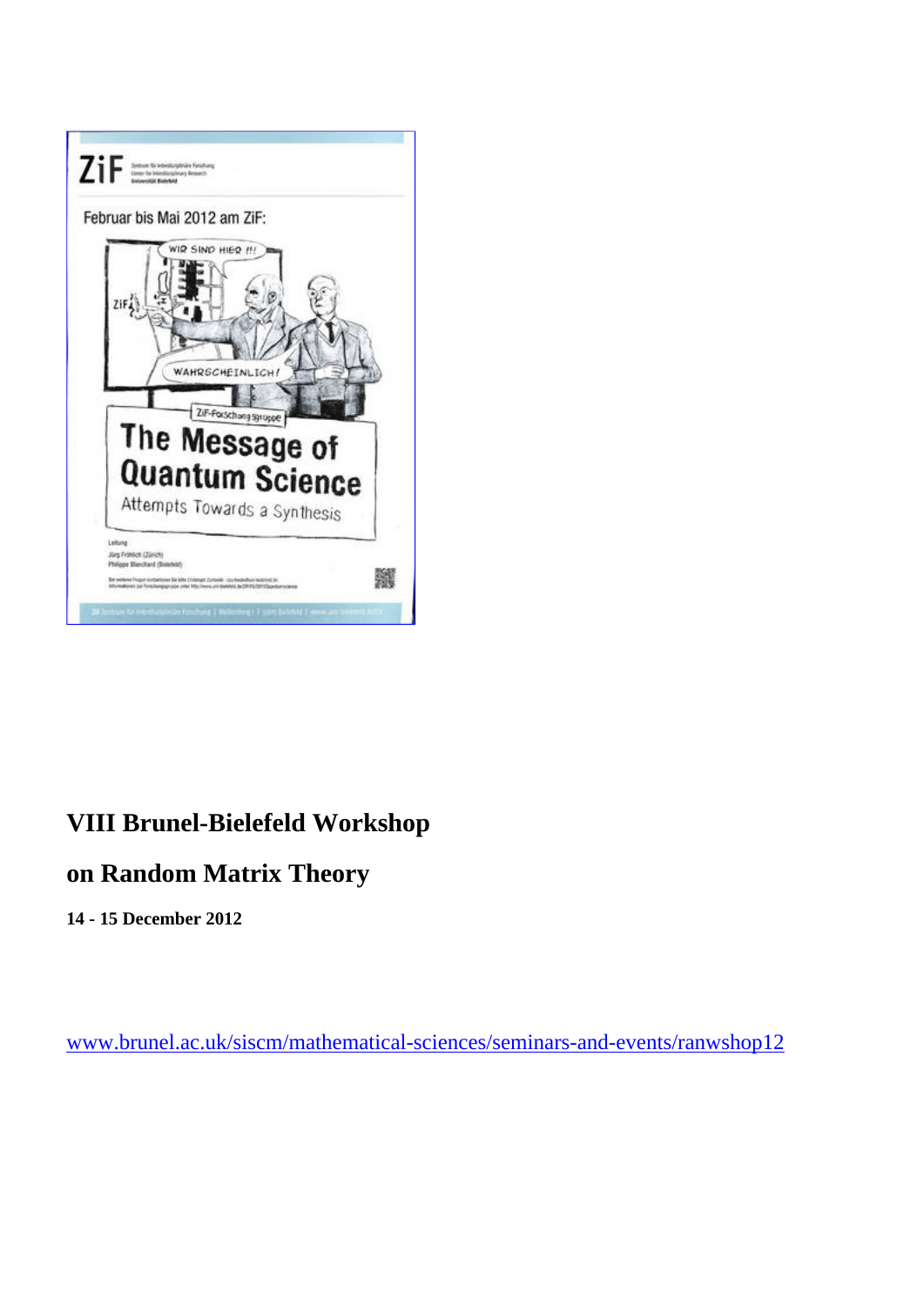## VIII Brunel-Bielefeld Workshop

## on Random Matrix Theory

**14 - 15 December 2012**

www.brunel.ac.uk/siscm/mathematical-sciences/seminars-and-events/ranwshop12